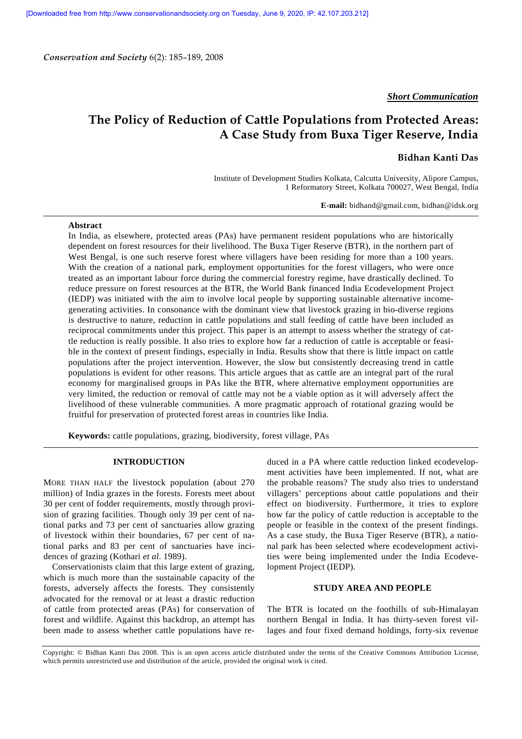*Short Communication*

# The Policy of Reduction of Cattle Populations from Protected Areas: A Case Study from Buxa Tiger Reserve, India

**Bidhan Kanti Das**

Institute of Development Studies Kolkata, Calcutta University, Alipore Campus, 1 Reformatory Street, Kolkata 700027, West Bengal, India

**E-mail:** bidhand@gmail.com, bidhan@idsk.org

## Abstract

In India, as elsewhere, protected areas (PAs) have permanent resident populations who are historically dependent on forest resources for their livelihood. The Buxa Tiger Reserve (BTR), in the northern part of West Bengal, is one such reserve forest where villagers have been residing for more than a 100 years. With the creation of a national park, employment opportunities for the forest villagers, who were once treated as an important labour force during the commercial forestry regime, have drastically declined. To reduce pressure on forest resources at the BTR, the World Bank financed India Ecodevelopment Project (IEDP) was initiated with the aim to involve local people by supporting sustainable alternative income-generating activities. In consonance with the dominant view that livestock grazing in bio-diverse regions is destructive to nature, reduction in cattle populations and stall feeding of cattle have been included as reciprocal commitments under this project. This paper is an attempt to assess whether the strategy of cattle reduction is really possible. It also tries to explore how far a reduction of cattle is acceptable or feasible in the context of present findings, especially in India. Results show that there is little impact on cattle populations after the project intervention. However, the slow but consistently decreasing trend in cattle populations is evident for other reasons. This article argues that as cattle are an integral part of the rural economy for marginalised groups in PAs like the BTR, where alternative employment opportunities are very limited, the reduction or removal of cattle may not be a viable option as it will adversely affect the livelihood of these vulnerable communities. A more pragmatic approach of rotational grazing would be fruitful for preservation of protected forest areas in countries like India.

**Keywords:** cattle populations, grazing, biodiversity, forest village, PAs

## INTRODUCTION

MORE THAN HALF the livestock population (about 270 million) of India grazes in the forests. Forests meet about 30 per cent of fodder requirements, mostly through provision of grazing facilities. Though only 39 per cent of national parks and 73 per cent of sanctuaries allow grazing of livestock within their boundaries, 67 per cent of national parks and 83 per cent of sanctuaries have incidences of grazing (Kothari *et al*. 1989).

Conservationists claim that this large extent of grazing, which is much more than the sustainable capacity of the forests, adversely affects the forests. They consistently advocated for the removal or at least a drastic reduction of cattle from protected areas (PAs) for conservation of forest and wildlife. Against this backdrop, an attempt has been made to assess whether cattle populations have reduced in a PA where cattle reduction linked ecodevelopment activities have been implemented. If not, what are the probable reasons? The study also tries to understand villagers' perceptions about cattle populations and their effect on biodiversity. Furthermore, it tries to explore how far the policy of cattle reduction is acceptable to the people or feasible in the context of the present findings. As a case study, the Buxa Tiger Reserve (BTR), a national park has been selected where ecodevelopment activities were being implemented under the India Ecodevelopment Project (IEDP).

## STUDY AREA AND PEOPLE

The BTR is located on the foothills of sub-Himalayan northern Bengal in India. It has thirty-seven forest villages and four fixed demand holdings, forty-six revenue

Copyright: © Bidhan Kanti Das 2008. This is an open access article distributed under the terms of the Creative Commons Attribution License, which permits unrestricted use and distribution of the article, provided the original work is cited.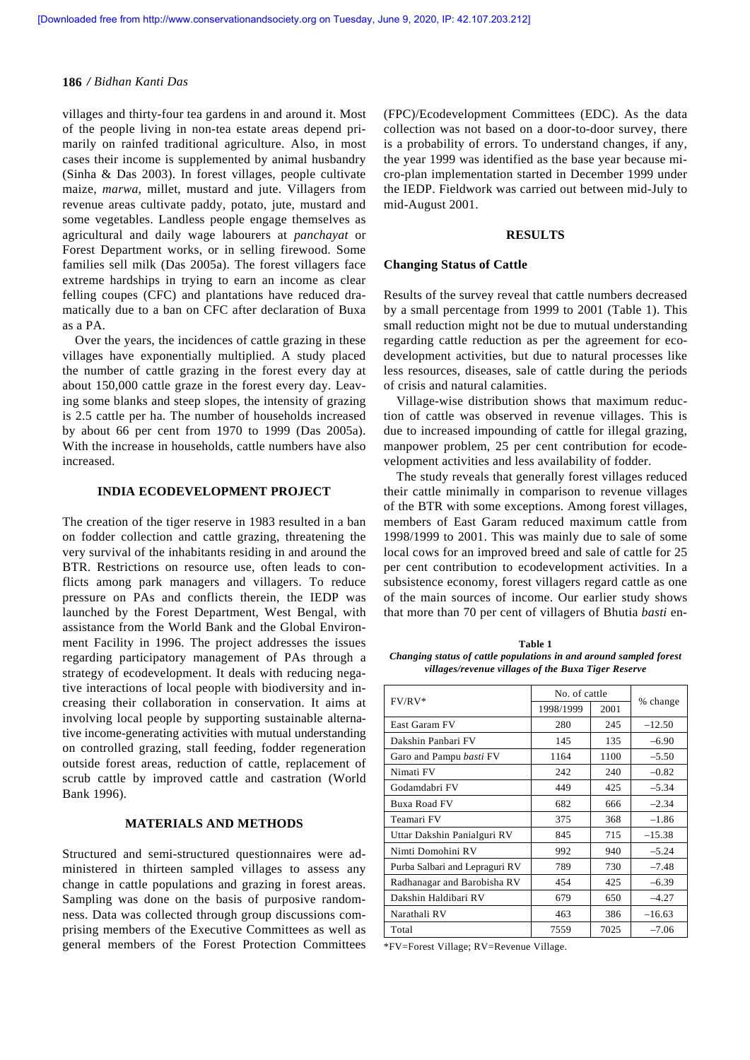villages and thirty-four tea gardens in and around it. Most of the people living in non-tea estate areas depend primarily on rainfed traditional agriculture. Also, in most cases their income is supplemented by animal husbandry (Sinha & Das 2003). In forest villages, people cultivate maize, *marwa*, millet, mustard and jute. Villagers from revenue areas cultivate paddy, potato, jute, mustard and some vegetables. Landless people engage themselves as agricultural and daily wage labourers at *panchayat* or Forest Department works, or in selling firewood. Some families sell milk (Das 2005a). The forest villagers face extreme hardships in trying to earn an income as clear felling coupes (CFC) and plantations have reduced dramatically due to a ban on CFC after declaration of Buxa as a PA.

Over the years, the incidences of cattle grazing in these villages have exponentially multiplied. A study placed the number of cattle grazing in the forest every day at about 150,000 cattle graze in the forest every day. Leaving some blanks and steep slopes, the intensity of grazing is 2.5 cattle per ha. The number of households increased by about 66 per cent from 1970 to 1999 (Das 2005a). With the increase in households, cattle numbers have also increased.

## INDIA ECODEVELOPMENT PROJECT

The creation of the tiger reserve in 1983 resulted in a ban on fodder collection and cattle grazing, threatening the very survival of the inhabitants residing in and around the BTR. Restrictions on resource use, often leads to conflicts among park managers and villagers. To reduce pressure on PAs and conflicts therein, the IEDP was launched by the Forest Department, West Bengal, with assistance from the World Bank and the Global Environment Facility in 1996. The project addresses the issues regarding participatory management of PAs through a strategy of ecodevelopment. It deals with reducing negative interactions of local people with biodiversity and increasing their collaboration in conservation. It aims at involving local people by supporting sustainable alternative income-generating activities with mutual understanding on controlled grazing, stall feeding, fodder regeneration outside forest areas, reduction of cattle, replacement of scrub cattle by improved cattle and castration (World Bank 1996).

## MATERIALS AND METHODS

Structured and semi-structured questionnaires were administered in thirteen sampled villages to assess any change in cattle populations and grazing in forest areas. Sampling was done on the basis of purposive randomness. Data was collected through group discussions comprising members of the Executive Committees as well as general members of the Forest Protection Committees (FPC)/Ecodevelopment Committees (EDC). As the data collection was not based on a door-to-door survey, there is a probability of errors. To understand changes, if any, the year 1999 was identified as the base year because micro-plan implementation started in December 1999 under the IEDP. Fieldwork was carried out between mid-July to mid-August 2001.

## RESULTS

### Changing Status of Cattle

Results of the survey reveal that cattle numbers decreased by a small percentage from 1999 to 2001 (Table 1). This small reduction might not be due to mutual understanding regarding cattle reduction as per the agreement for ecodevelopment activities, but due to natural processes like less resources, diseases, sale of cattle during the periods of crisis and natural calamities.

Village-wise distribution shows that maximum reduction of cattle was observed in revenue villages. This is due to increased impounding of cattle for illegal grazing, manpower problem, 25 per cent contribution for ecodevelopment activities and less availability of fodder.

The study reveals that generally forest villages reduced their cattle minimally in comparison to revenue villages of the BTR with some exceptions. Among forest villages, members of East Garam reduced maximum cattle from 1998/1999 to 2001. This was mainly due to sale of some local cows for an improved breed and sale of cattle for 25 per cent contribution to ecodevelopment activities. In a subsistence economy, forest villagers regard cattle as one of the main sources of income. Our earlier study shows that more than 70 per cent of villagers of Bhutia *basti* en-

**Table 1**
***Changing status of cattle populations in and around sampled forest villages/revenue villages of the Buxa Tiger Reserve***

| FV/RV* | No. of cattle | | % change |
|---|---|---|---|
| | 1998/1999 | 2001 | |
| East Garam FV | 280 | 245 | –12.50 |
| Dakshin Panbari FV | 145 | 135 | –6.90 |
| Garo and Pampu *basti* FV | 1164 | 1100 | –5.50 |
| Nimati FV | 242 | 240 | –0.82 |
| Godamdabri FV | 449 | 425 | –5.34 |
| Buxa Road FV | 682 | 666 | –2.34 |
| Teamari FV | 375 | 368 | –1.86 |
| Uttar Dakshin Panialguri RV | 845 | 715 | –15.38 |
| Nimti Domohini RV | 992 | 940 | –5.24 |
| Purba Salbari and Lepraguri RV | 789 | 730 | –7.48 |
| Radhanagar and Barobisha RV | 454 | 425 | –6.39 |
| Dakshin Haldibari RV | 679 | 650 | –4.27 |
| Narathali RV | 463 | 386 | –16.63 |
| Total | 7559 | 7025 | –7.06 |

*FV=Forest Village; RV=Revenue Village.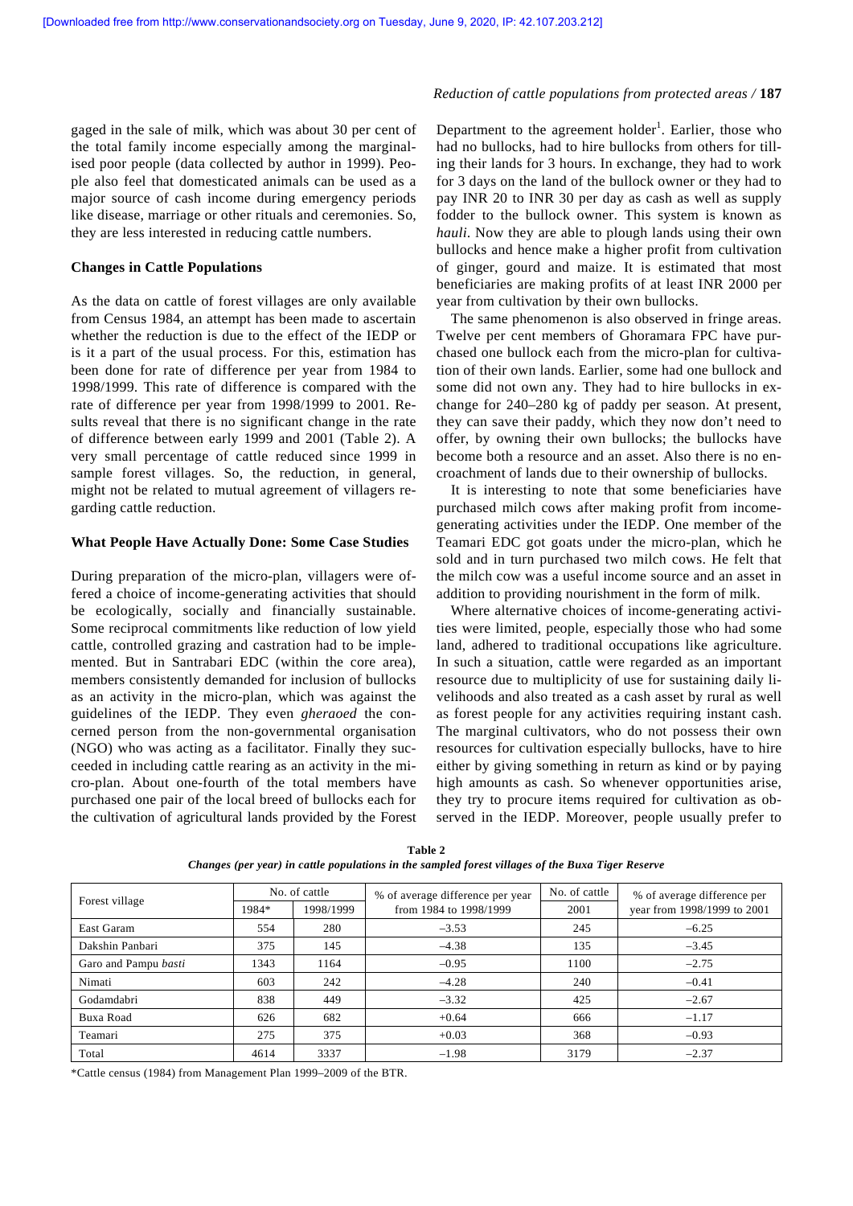gaged in the sale of milk, which was about 30 per cent of the total family income especially among the marginalised poor people (data collected by author in 1999). People also feel that domesticated animals can be used as a major source of cash income during emergency periods like disease, marriage or other rituals and ceremonies. So, they are less interested in reducing cattle numbers.

**Changes in Cattle Populations**

As the data on cattle of forest villages are only available from Census 1984, an attempt has been made to ascertain whether the reduction is due to the effect of the IEDP or is it a part of the usual process. For this, estimation has been done for rate of difference per year from 1984 to 1998/1999. This rate of difference is compared with the rate of difference per year from 1998/1999 to 2001. Results reveal that there is no significant change in the rate of difference between early 1999 and 2001 (Table 2). A very small percentage of cattle reduced since 1999 in sample forest villages. So, the reduction, in general, might not be related to mutual agreement of villagers regarding cattle reduction.

**What People Have Actually Done: Some Case Studies**

During preparation of the micro-plan, villagers were offered a choice of income-generating activities that should be ecologically, socially and financially sustainable. Some reciprocal commitments like reduction of low yield cattle, controlled grazing and castration had to be implemented. But in Santrabari EDC (within the core area), members consistently demanded for inclusion of bullocks as an activity in the micro-plan, which was against the guidelines of the IEDP. They even *gheraoed* the concerned person from the non-governmental organisation (NGO) who was acting as a facilitator. Finally they succeeded in including cattle rearing as an activity in the micro-plan. About one-fourth of the total members have purchased one pair of the local breed of bullocks each for the cultivation of agricultural lands provided by the Forest Department to the agreement holder[1]. Earlier, those who had no bullocks, had to hire bullocks from others for tilling their lands for 3 hours. In exchange, they had to work for 3 days on the land of the bullock owner or they had to pay INR 20 to INR 30 per day as cash as well as supply fodder to the bullock owner. This system is known as *hauli*. Now they are able to plough lands using their own bullocks and hence make a higher profit from cultivation of ginger, gourd and maize. It is estimated that most beneficiaries are making profits of at least INR 2000 per year from cultivation by their own bullocks.

The same phenomenon is also observed in fringe areas. Twelve per cent members of Ghoramara FPC have purchased one bullock each from the micro-plan for cultivation of their own lands. Earlier, some had one bullock and some did not own any. They had to hire bullocks in exchange for 240–280 kg of paddy per season. At present, they can save their paddy, which they now don't need to offer, by owning their own bullocks; the bullocks have become both a resource and an asset. Also there is no encroachment of lands due to their ownership of bullocks.

It is interesting to note that some beneficiaries have purchased milch cows after making profit from income-generating activities under the IEDP. One member of the Teamari EDC got goats under the micro-plan, which he sold and in turn purchased two milch cows. He felt that the milch cow was a useful income source and an asset in addition to providing nourishment in the form of milk.

Where alternative choices of income-generating activities were limited, people, especially those who had some land, adhered to traditional occupations like agriculture. In such a situation, cattle were regarded as an important resource due to multiplicity of use for sustaining daily livelihoods and also treated as a cash asset by rural as well as forest people for any activities requiring instant cash. The marginal cultivators, who do not possess their own resources for cultivation especially bullocks, have to hire either by giving something in return as kind or by paying high amounts as cash. So whenever opportunities arise, they try to procure items required for cultivation as observed in the IEDP. Moreover, people usually prefer to

**Table 2**
*Changes (per year) in cattle populations in the sampled forest villages of the Buxa Tiger Reserve*

| Forest village | No. of cattle | | % of average difference per year from 1984 to 1998/1999 | No. of cattle | % of average difference per year from 1998/1999 to 2001 |
|---|---|---|---|---|---|
| | 1984* | 1998/1999 | | 2001 | |
| East Garam | 554 | 280 | –3.53 | 245 | –6.25 |
| Dakshin Panbari | 375 | 145 | –4.38 | 135 | –3.45 |
| Garo and Pampu *basti* | 1343 | 1164 | –0.95 | 1100 | –2.75 |
| Nimati | 603 | 242 | –4.28 | 240 | –0.41 |
| Godamdabri | 838 | 449 | –3.32 | 425 | –2.67 |
| Buxa Road | 626 | 682 | +0.64 | 666 | –1.17 |
| Teamari | 275 | 375 | +0.03 | 368 | –0.93 |
| Total | 4614 | 3337 | –1.98 | 3179 | –2.37 |

*Cattle census (1984) from Management Plan 1999–2009 of the BTR.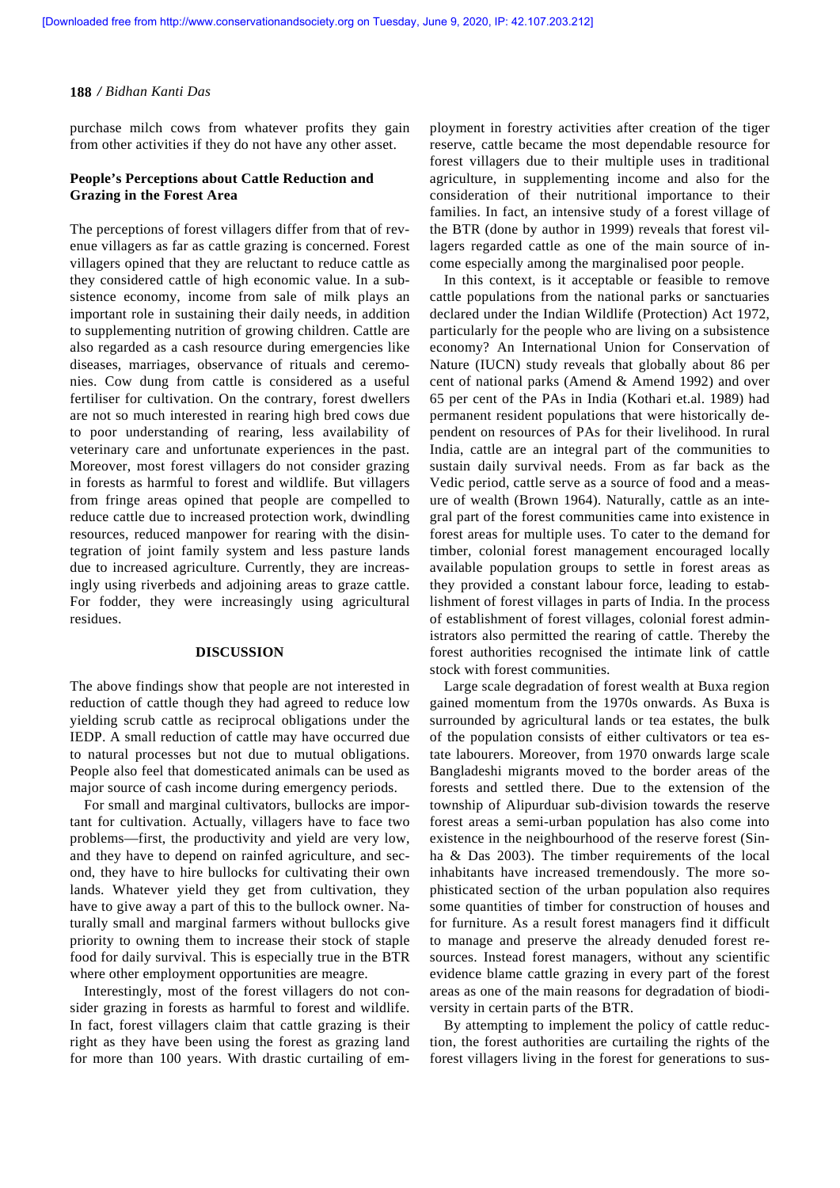purchase milch cows from whatever profits they gain from other activities if they do not have any other asset.

**People's Perceptions about Cattle Reduction and Grazing in the Forest Area**

The perceptions of forest villagers differ from that of revenue villagers as far as cattle grazing is concerned. Forest villagers opined that they are reluctant to reduce cattle as they considered cattle of high economic value. In a subsistence economy, income from sale of milk plays an important role in sustaining their daily needs, in addition to supplementing nutrition of growing children. Cattle are also regarded as a cash resource during emergencies like diseases, marriages, observance of rituals and ceremonies. Cow dung from cattle is considered as a useful fertiliser for cultivation. On the contrary, forest dwellers are not so much interested in rearing high bred cows due to poor understanding of rearing, less availability of veterinary care and unfortunate experiences in the past. Moreover, most forest villagers do not consider grazing in forests as harmful to forest and wildlife. But villagers from fringe areas opined that people are compelled to reduce cattle due to increased protection work, dwindling resources, reduced manpower for rearing with the disintegration of joint family system and less pasture lands due to increased agriculture. Currently, they are increasingly using riverbeds and adjoining areas to graze cattle. For fodder, they were increasingly using agricultural residues.

## DISCUSSION

The above findings show that people are not interested in reduction of cattle though they had agreed to reduce low yielding scrub cattle as reciprocal obligations under the IEDP. A small reduction of cattle may have occurred due to natural processes but not due to mutual obligations. People also feel that domesticated animals can be used as major source of cash income during emergency periods.

For small and marginal cultivators, bullocks are important for cultivation. Actually, villagers have to face two problems—first, the productivity and yield are very low, and they have to depend on rainfed agriculture, and second, they have to hire bullocks for cultivating their own lands. Whatever yield they get from cultivation, they have to give away a part of this to the bullock owner. Naturally small and marginal farmers without bullocks give priority to owning them to increase their stock of staple food for daily survival. This is especially true in the BTR where other employment opportunities are meagre.

Interestingly, most of the forest villagers do not consider grazing in forests as harmful to forest and wildlife. In fact, forest villagers claim that cattle grazing is their right as they have been using the forest as grazing land for more than 100 years. With drastic curtailing of employment in forestry activities after creation of the tiger reserve, cattle became the most dependable resource for forest villagers due to their multiple uses in traditional agriculture, in supplementing income and also for the consideration of their nutritional importance to their families. In fact, an intensive study of a forest village of the BTR (done by author in 1999) reveals that forest villagers regarded cattle as one of the main source of income especially among the marginalised poor people.

In this context, is it acceptable or feasible to remove cattle populations from the national parks or sanctuaries declared under the Indian Wildlife (Protection) Act 1972, particularly for the people who are living on a subsistence economy? An International Union for Conservation of Nature (IUCN) study reveals that globally about 86 per cent of national parks (Amend & Amend 1992) and over 65 per cent of the PAs in India (Kothari et.al. 1989) had permanent resident populations that were historically dependent on resources of PAs for their livelihood. In rural India, cattle are an integral part of the communities to sustain daily survival needs. From as far back as the Vedic period, cattle serve as a source of food and a measure of wealth (Brown 1964). Naturally, cattle as an integral part of the forest communities came into existence in forest areas for multiple uses. To cater to the demand for timber, colonial forest management encouraged locally available population groups to settle in forest areas as they provided a constant labour force, leading to establishment of forest villages in parts of India. In the process of establishment of forest villages, colonial forest administrators also permitted the rearing of cattle. Thereby the forest authorities recognised the intimate link of cattle stock with forest communities.

Large scale degradation of forest wealth at Buxa region gained momentum from the 1970s onwards. As Buxa is surrounded by agricultural lands or tea estates, the bulk of the population consists of either cultivators or tea estate labourers. Moreover, from 1970 onwards large scale Bangladeshi migrants moved to the border areas of the forests and settled there. Due to the extension of the township of Alipurduar sub-division towards the reserve forest areas a semi-urban population has also come into existence in the neighbourhood of the reserve forest (Sinha & Das 2003). The timber requirements of the local inhabitants have increased tremendously. The more sophisticated section of the urban population also requires some quantities of timber for construction of houses and for furniture. As a result forest managers find it difficult to manage and preserve the already denuded forest resources. Instead forest managers, without any scientific evidence blame cattle grazing in every part of the forest areas as one of the main reasons for degradation of biodiversity in certain parts of the BTR.

By attempting to implement the policy of cattle reduction, the forest authorities are curtailing the rights of the forest villagers living in the forest for generations to sus-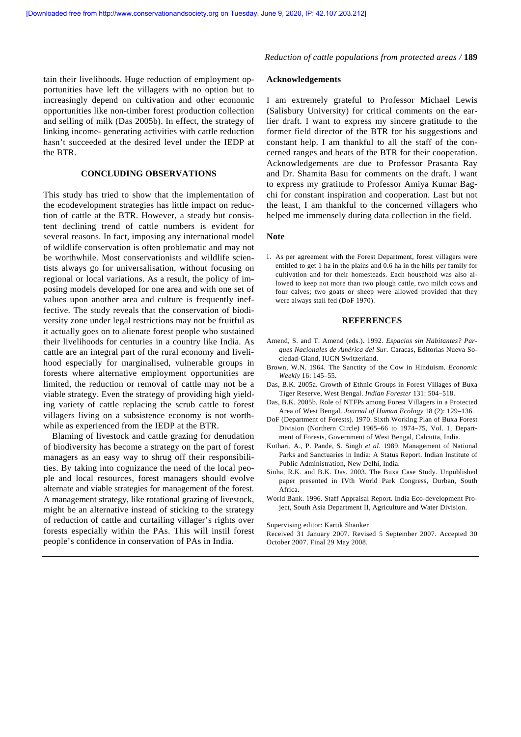tain their livelihoods. Huge reduction of employment opportunities have left the villagers with no option but to increasingly depend on cultivation and other economic opportunities like non-timber forest production collection and selling of milk (Das 2005b). In effect, the strategy of linking income- generating activities with cattle reduction hasn't succeeded at the desired level under the IEDP at the BTR.

## CONCLUDING OBSERVATIONS

This study has tried to show that the implementation of the ecodevelopment strategies has little impact on reduction of cattle at the BTR. However, a steady but consistent declining trend of cattle numbers is evident for several reasons. In fact, imposing any international model of wildlife conservation is often problematic and may not be worthwhile. Most conservationists and wildlife scientists always go for universalisation, without focusing on regional or local variations. As a result, the policy of imposing models developed for one area and with one set of values upon another area and culture is frequently ineffective. The study reveals that the conservation of biodiversity zone under legal restrictions may not be fruitful as it actually goes on to alienate forest people who sustained their livelihoods for centuries in a country like India. As cattle are an integral part of the rural economy and livelihood especially for marginalised, vulnerable groups in forests where alternative employment opportunities are limited, the reduction or removal of cattle may not be a viable strategy. Even the strategy of providing high yielding variety of cattle replacing the scrub cattle to forest villagers living on a subsistence economy is not worthwhile as experienced from the IEDP at the BTR.

Blaming of livestock and cattle grazing for denudation of biodiversity has become a strategy on the part of forest managers as an easy way to shrug off their responsibilities. By taking into cognizance the need of the local people and local resources, forest managers should evolve alternate and viable strategies for management of the forest. A management strategy, like rotational grazing of livestock, might be an alternative instead of sticking to the strategy of reduction of cattle and curtailing villager's rights over forests especially within the PAs. This will instil forest people's confidence in conservation of PAs in India.

### Acknowledgements

I am extremely grateful to Professor Michael Lewis (Salisbury University) for critical comments on the earlier draft. I want to express my sincere gratitude to the former field director of the BTR for his suggestions and constant help. I am thankful to all the staff of the concerned ranges and beats of the BTR for their cooperation. Acknowledgements are due to Professor Prasanta Ray and Dr. Shamita Basu for comments on the draft. I want to express my gratitude to Professor Amiya Kumar Bagchi for constant inspiration and cooperation. Last but not the least, I am thankful to the concerned villagers who helped me immensely during data collection in the field.

### Note

1. As per agreement with the Forest Department, forest villagers were entitled to get 1 ha in the plains and 0.6 ha in the hills per family for cultivation and for their homesteads. Each household was also allowed to keep not more than two plough cattle, two milch cows and four calves; two goats or sheep were allowed provided that they were always stall fed (DoF 1970).

## REFERENCES

Amend, S. and T. Amend (eds.). 1992. *Espacios sin Habitantes? Parques Nacionales de América del Sur.* Caracas, Editorias Nueva Sociedad-Gland, IUCN Switzerland.

Brown, W.N. 1964. The Sanctity of the Cow in Hinduism. *Economic Weekly* 16: 145–55.

Das, B.K. 2005a. Growth of Ethnic Groups in Forest Villages of Buxa Tiger Reserve, West Bengal. *Indian Forester* 131: 504–518.

Das, B.K. 2005b. Role of NTFPs among Forest Villagers in a Protected Area of West Bengal. *Journal of Human Ecology* 18 (2): 129–136.

DoF (Department of Forests). 1970. Sixth Working Plan of Buxa Forest Division (Northern Circle) 1965–66 to 1974–75, Vol. 1, Department of Forests, Government of West Bengal, Calcutta, India.

Kothari, A., P. Pande, S. Singh *et al*. 1989. Management of National Parks and Sanctuaries in India: A Status Report. Indian Institute of Public Administration, New Delhi, India.

Sinha, R.K. and B.K. Das. 2003. The Buxa Case Study. Unpublished paper presented in IVth World Park Congress, Durban, South Africa.

World Bank. 1996. Staff Appraisal Report. India Eco-development Project, South Asia Department II, Agriculture and Water Division.

Supervising editor: Kartik Shanker

Received 31 January 2007. Revised 5 September 2007. Accepted 30 October 2007. Final 29 May 2008.